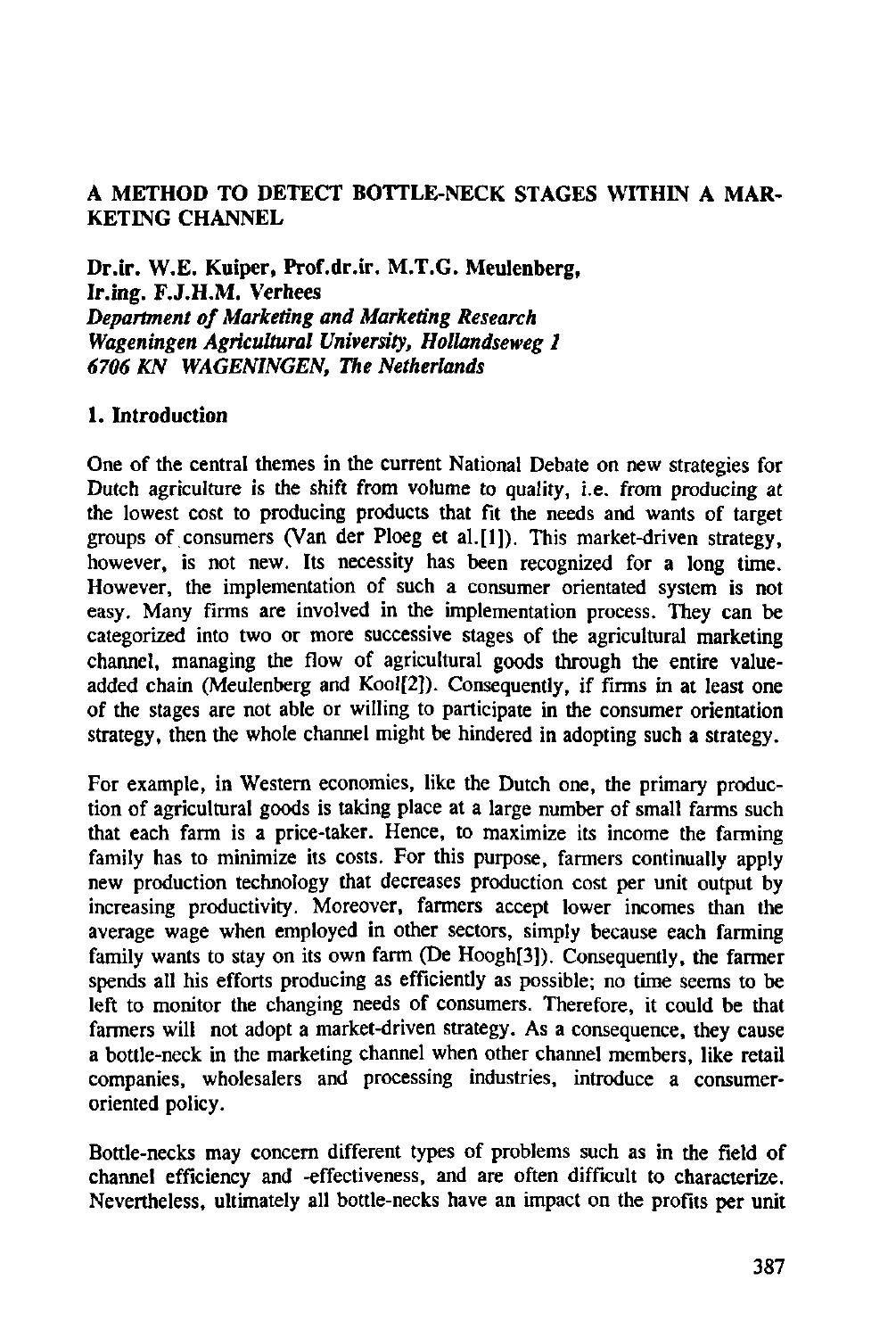# A METHOD TO DETECT BOTTLE-NECK STAGES WITHIN A MARKETING CHANNEL

**Dr.ir. W.E. Kuiper, Prof.dr.ir. M.T.G. Meulenberg, Ir.ing. F.J.H.M. Verhees**
*Department of Marketing and Marketing Research*
*Wageningen Agricultural University, Hollandseweg 1*
*6706 KN WAGENINGEN, The Netherlands*

## 1. Introduction

One of the central themes in the current National Debate on new strategies for Dutch agriculture is the shift from volume to quality, i.e. from producing at the lowest cost to producing products that fit the needs and wants of target groups of consumers (Van der Ploeg et al.[1]). This market-driven strategy, however, is not new. Its necessity has been recognized for a long time. However, the implementation of such a consumer orientated system is not easy. Many firms are involved in the implementation process. They can be categorized into two or more successive stages of the agricultural marketing channel, managing the flow of agricultural goods through the entire value-added chain (Meulenberg and Kool[2]). Consequently, if firms in at least one of the stages are not able or willing to participate in the consumer orientation strategy, then the whole channel might be hindered in adopting such a strategy.

For example, in Western economies, like the Dutch one, the primary production of agricultural goods is taking place at a large number of small farms such that each farm is a price-taker. Hence, to maximize its income the farming family has to minimize its costs. For this purpose, farmers continually apply new production technology that decreases production cost per unit output by increasing productivity. Moreover, farmers accept lower incomes than the average wage when employed in other sectors, simply because each farming family wants to stay on its own farm (De Hoogh[3]). Consequently, the farmer spends all his efforts producing as efficiently as possible; no time seems to be left to monitor the changing needs of consumers. Therefore, it could be that farmers will not adopt a market-driven strategy. As a consequence, they cause a bottle-neck in the marketing channel when other channel members, like retail companies, wholesalers and processing industries, introduce a consumer-oriented policy.

Bottle-necks may concern different types of problems such as in the field of channel efficiency and -effectiveness, and are often difficult to characterize. Nevertheless, ultimately all bottle-necks have an impact on the profits per unit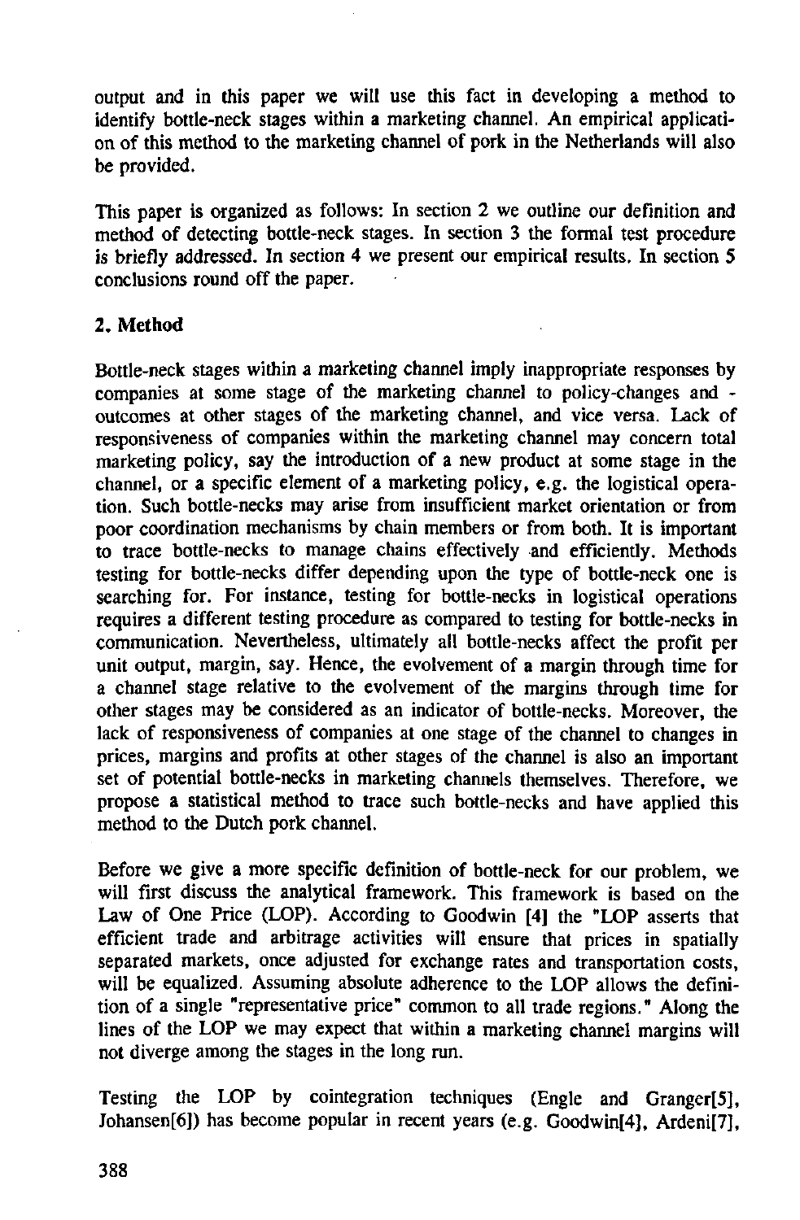output and in this paper we will use this fact in developing a method to identify bottle-neck stages within a marketing channel. An empirical application of this method to the marketing channel of pork in the Netherlands will also be provided.

This paper is organized as follows: In section 2 we outline our definition and method of detecting bottle-neck stages. In section 3 the formal test procedure is briefly addressed. In section 4 we present our empirical results. In section 5 conclusions round off the paper.

## 2. Method

Bottle-neck stages within a marketing channel imply inappropriate responses by companies at some stage of the marketing channel to policy-changes and -outcomes at other stages of the marketing channel, and vice versa. Lack of responsiveness of companies within the marketing channel may concern total marketing policy, say the introduction of a new product at some stage in the channel, or a specific element of a marketing policy, e.g. the logistical operation. Such bottle-necks may arise from insufficient market orientation or from poor coordination mechanisms by chain members or from both. It is important to trace bottle-necks to manage chains effectively and efficiently. Methods testing for bottle-necks differ depending upon the type of bottle-neck one is searching for. For instance, testing for bottle-necks in logistical operations requires a different testing procedure as compared to testing for bottle-necks in communication. Nevertheless, ultimately all bottle-necks affect the profit per unit output, margin, say. Hence, the evolvement of a margin through time for a channel stage relative to the evolvement of the margins through time for other stages may be considered as an indicator of bottle-necks. Moreover, the lack of responsiveness of companies at one stage of the channel to changes in prices, margins and profits at other stages of the channel is also an important set of potential bottle-necks in marketing channels themselves. Therefore, we propose a statistical method to trace such bottle-necks and have applied this method to the Dutch pork channel.

Before we give a more specific definition of bottle-neck for our problem, we will first discuss the analytical framework. This framework is based on the Law of One Price (LOP). According to Goodwin [4] the "LOP asserts that efficient trade and arbitrage activities will ensure that prices in spatially separated markets, once adjusted for exchange rates and transportation costs, will be equalized. Assuming absolute adherence to the LOP allows the definition of a single "representative price" common to all trade regions." Along the lines of the LOP we may expect that within a marketing channel margins will not diverge among the stages in the long run.

Testing the LOP by cointegration techniques (Engle and Granger[5], Johansen[6]) has become popular in recent years (e.g. Goodwin[4], Ardeni[7],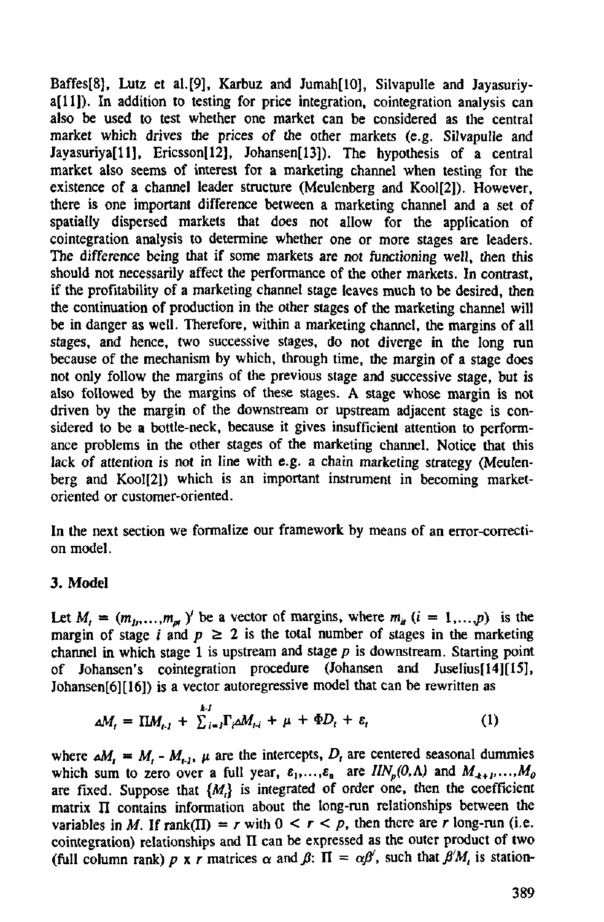Baffes[8], Lutz et al.[9], Karbuz and Jumah[10], Silvapulle and Jayasuriya[11]). In addition to testing for price integration, cointegration analysis can also be used to test whether one market can be considered as the central market which drives the prices of the other markets (e.g. Silvapulle and Jayasuriya[11], Ericsson[12], Johansen[13]). The hypothesis of a central market also seems of interest for a marketing channel when testing for the existence of a channel leader structure (Meulenberg and Kool[2]). However, there is one important difference between a marketing channel and a set of spatially dispersed markets that does not allow for the application of cointegration analysis to determine whether one or more stages are leaders. The difference being that if some markets are *not functioning* well, then this should not necessarily affect the performance of the other markets. In contrast, if the profitability of a marketing channel stage leaves much to be desired, then the continuation of production in the other stages of the marketing channel will be in danger as well. Therefore, within a marketing channel, the margins of all stages, and hence, two successive stages, do not diverge in the long run because of the mechanism by which, through time, the margin of a stage does not only follow the margins of the previous stage and successive stage, but is also followed by the margins of these stages. A stage whose margin is not driven by the margin of the downstream or upstream adjacent stage is considered to be a bottle-neck, because it gives insufficient attention to performance problems in the other stages of the marketing channel. Notice that this lack of attention is not in line with e.g. a chain marketing strategy (Meulenberg and Kool[2]) which is an important instrument in becoming market-oriented or customer-oriented.

In the next section we formalize our framework by means of an error-correction model.

## 3. Model

Let $M_t = (m_{1t},\ldots,m_{pt})'$ be a vector of margins, where $m_{it}$ $(i = 1,\ldots,p)$ is the margin of stage $i$ and $p \geq 2$ is the total number of stages in the marketing channel in which stage 1 is upstream and stage $p$ is downstream. Starting point of Johansen's cointegration procedure (Johansen and Juselius[14][15], Johansen[6][16]) is a vector autoregressive model that can be rewritten as

$$\Delta M_t = \Pi M_{t-1} + \sum_{i=1}^{k-1}\Gamma_i \Delta M_{t-i} + \mu + \Phi D_t + \varepsilon_t \tag{1}$$

where $\Delta M_t = M_t - M_{t-1}$, $\mu$ are the intercepts, $D_t$ are centered seasonal dummies which sum to zero over a full year, $\varepsilon_1,\ldots,\varepsilon_n$ are $IIN_p(0,\Lambda)$ and $M_{-k+1},\ldots,M_0$ are fixed. Suppose that $\{M_t\}$ is integrated of order one, then the coefficient matrix $\Pi$ contains information about the long-run relationships between the variables in $M$. If rank($\Pi$) $= r$ with $0 < r < p$, then there are $r$ long-run (i.e. cointegration) relationships and $\Pi$ can be expressed as the outer product of two (full column rank) $p$ x $r$ matrices $\alpha$ and $\beta$: $\Pi = \alpha\beta'$, such that $\beta' M_t$ is station-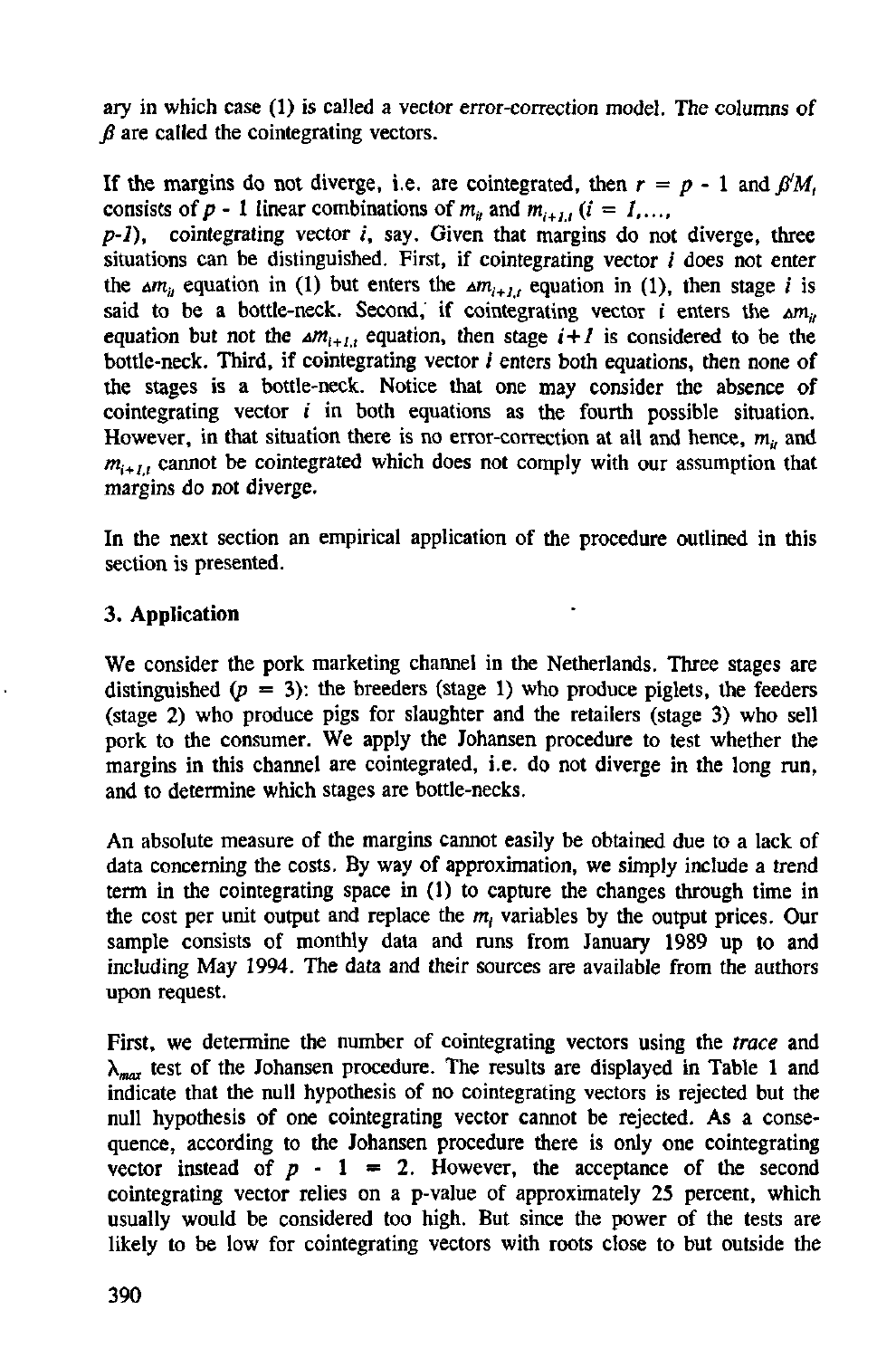ary in which case (1) is called a vector error-correction model. The columns of $\beta$ are called the cointegrating vectors.

If the margins do not diverge, i.e. are cointegrated, then $r = p - 1$ and $\beta' M_t$ consists of $p - 1$ linear combinations of $m_{it}$ and $m_{i+1,t}$ ($i = 1, \ldots, p-1$), cointegrating vector $i$, say. Given that margins do not diverge, three situations can be distinguished. First, if cointegrating vector $i$ does not enter the $\Delta m_{it}$ equation in (1) but enters the $\Delta m_{i+1,t}$ equation in (1), then stage $i$ is said to be a bottle-neck. Second, if cointegrating vector $i$ enters the $\Delta m_{it}$ equation but not the $\Delta m_{i+1,t}$ equation, then stage $i+1$ is considered to be the bottle-neck. Third, if cointegrating vector $i$ enters both equations, then none of the stages is a bottle-neck. Notice that one may consider the absence of cointegrating vector $i$ in both equations as the fourth possible situation. However, in that situation there is no error-correction at all and hence, $m_{it}$ and $m_{i+1,t}$ cannot be cointegrated which does not comply with our assumption that margins do not diverge.

In the next section an empirical application of the procedure outlined in this section is presented.

## 3. Application

We consider the pork marketing channel in the Netherlands. Three stages are distinguished ($p = 3$): the breeders (stage 1) who produce piglets, the feeders (stage 2) who produce pigs for slaughter and the retailers (stage 3) who sell pork to the consumer. We apply the Johansen procedure to test whether the margins in this channel are cointegrated, i.e. do not diverge in the long run, and to determine which stages are bottle-necks.

An absolute measure of the margins cannot easily be obtained due to a lack of data concerning the costs. By way of approximation, we simply include a trend term in the cointegrating space in (1) to capture the changes through time in the cost per unit output and replace the $m_i$ variables by the output prices. Our sample consists of monthly data and runs from January 1989 up to and including May 1994. The data and their sources are available from the authors upon request.

First, we determine the number of cointegrating vectors using the *trace* and $\lambda_{max}$ test of the Johansen procedure. The results are displayed in Table 1 and indicate that the null hypothesis of no cointegrating vectors is rejected but the null hypothesis of one cointegrating vector cannot be rejected. As a consequence, according to the Johansen procedure there is only one cointegrating vector instead of $p - 1 = 2$. However, the acceptance of the second cointegrating vector relies on a p-value of approximately 25 percent, which usually would be considered too high. But since the power of the tests are likely to be low for cointegrating vectors with roots close to but outside the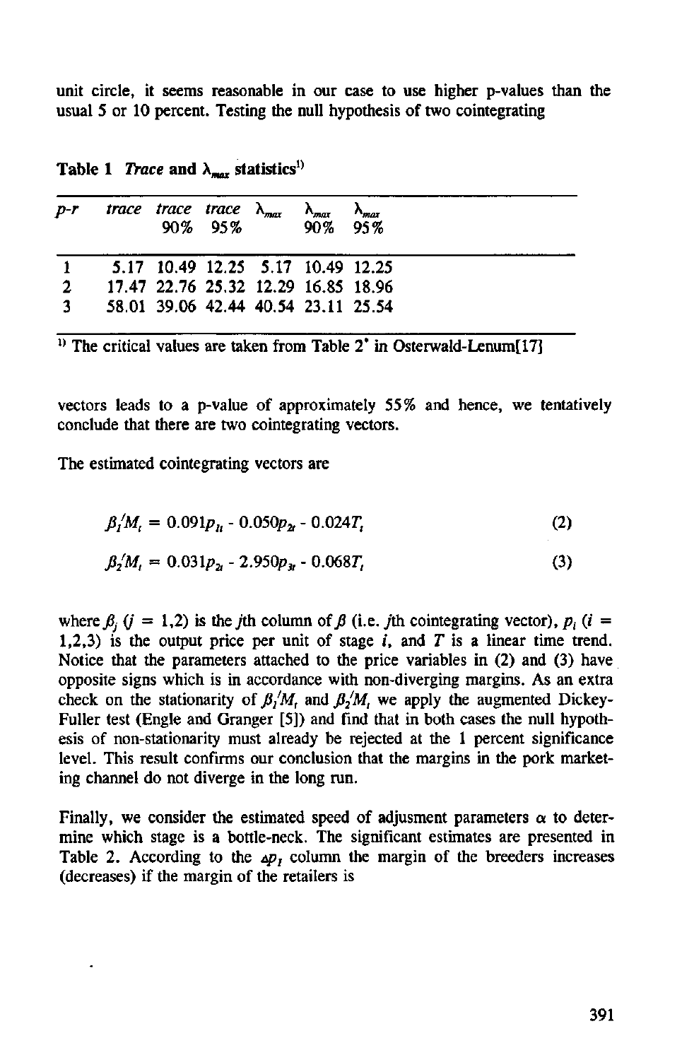unit circle, it seems reasonable in our case to use higher p-values than the usual 5 or 10 percent. Testing the null hypothesis of two cointegrating

**Table 1** *Trace* **and $\lambda_{max}$ statistics**[1)]

| $p-r$ | *trace* | *trace* 90% | *trace* 95% | $\lambda_{max}$ | $\lambda_{max}$ 90% | $\lambda_{max}$ 95% |
|---|---|---|---|---|---|---|
| 1 | 5.17 | 10.49 | 12.25 | 5.17 | 10.49 | 12.25 |
| 2 | 17.47 | 22.76 | 25.32 | 12.29 | 16.85 | 18.96 |
| 3 | 58.01 | 39.06 | 42.44 | 40.54 | 23.11 | 25.54 |

[1)] The critical values are taken from Table 2* in Osterwald-Lenum[17]

vectors leads to a p-value of approximately 55% and hence, we tentatively conclude that there are two cointegrating vectors.

The estimated cointegrating vectors are

$$\beta_1' M_t = 0.091 p_{1t} - 0.050 p_{2t} - 0.024 T_t \tag{2}$$

$$\beta_2' M_t = 0.031 p_{2t} - 2.950 p_{3t} - 0.068 T_t \tag{3}$$

where $\beta_j$ ($j$ = 1,2) is the $j$th column of $\beta$ (i.e. $j$th cointegrating vector), $p_i$ ($i$ = 1,2,3) is the output price per unit of stage $i$, and $T$ is a linear time trend. Notice that the parameters attached to the price variables in (2) and (3) have opposite signs which is in accordance with non-diverging margins. As an extra check on the stationarity of $\beta_1' M_t$ and $\beta_2' M_t$ we apply the augmented Dickey-Fuller test (Engle and Granger [5]) and find that in both cases the null hypothesis of non-stationarity must already be rejected at the 1 percent significance level. This result confirms our conclusion that the margins in the pork marketing channel do not diverge in the long run.

Finally, we consider the estimated speed of adjusment parameters $\alpha$ to determine which stage is a bottle-neck. The significant estimates are presented in Table 2. According to the $\Delta p_1$ column the margin of the breeders increases (decreases) if the margin of the retailers is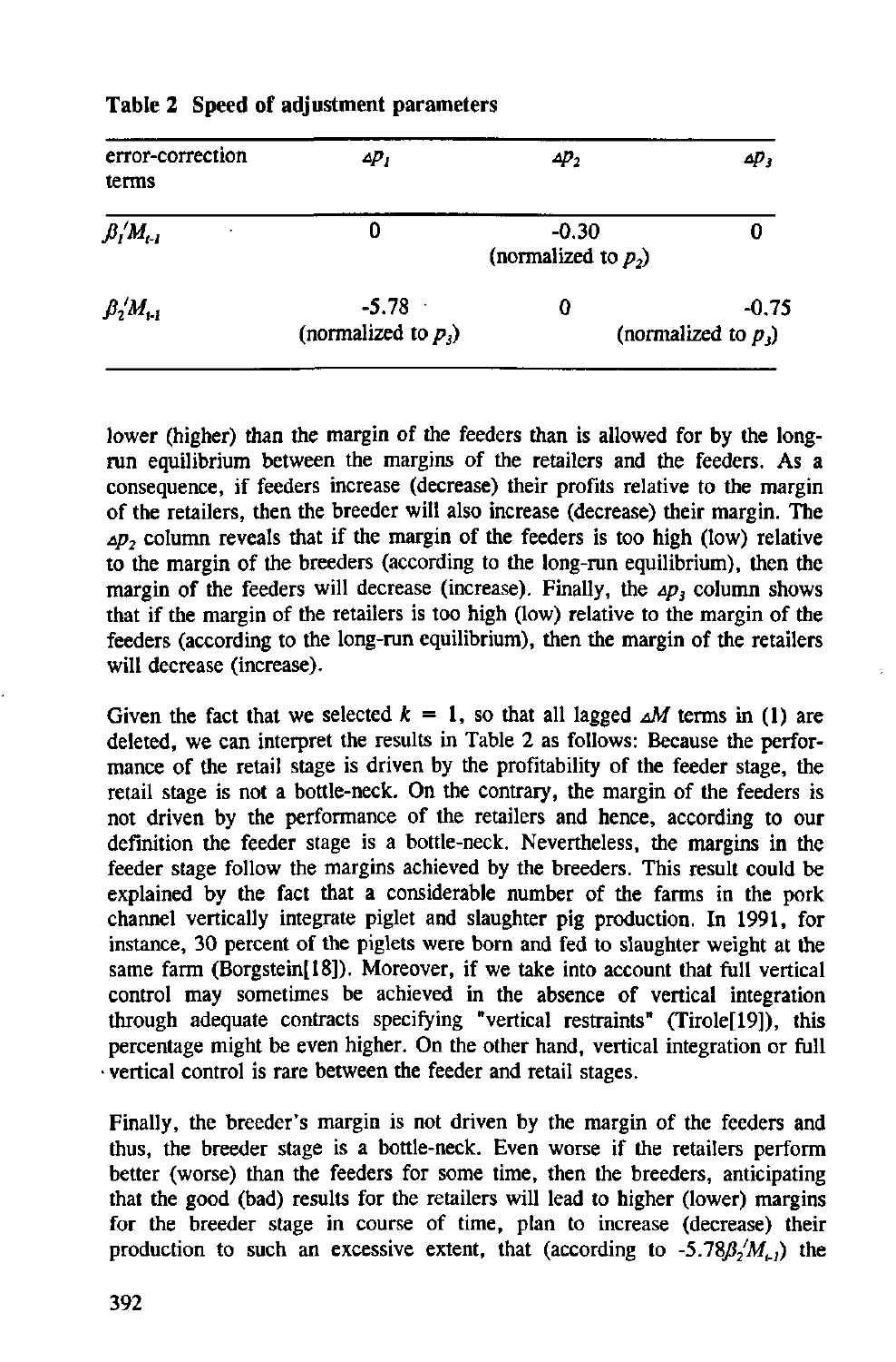**Table 2 Speed of adjustment parameters**

| error-correction terms | $\Delta p_1$ | $\Delta p_2$ | $\Delta p_3$ |
|---|---|---|---|
| $\beta_1' M_{t-1}$ | 0 | -0.30 (normalized to $p_2$) | 0 |
| $\beta_2' M_{t-1}$ | -5.78 (normalized to $p_3$) | 0 | -0.75 (normalized to $p_3$) |

lower (higher) than the margin of the feeders than is allowed for by the long-run equilibrium between the margins of the retailers and the feeders. As a consequence, if feeders increase (decrease) their profits relative to the margin of the retailers, then the breeder will also increase (decrease) their margin. The $\Delta p_2$ column reveals that if the margin of the feeders is too high (low) relative to the margin of the breeders (according to the long-run equilibrium), then the margin of the feeders will decrease (increase). Finally, the $\Delta p_3$ column shows that if the margin of the retailers is too high (low) relative to the margin of the feeders (according to the long-run equilibrium), then the margin of the retailers will decrease (increase).

Given the fact that we selected $k = 1$, so that all lagged $\Delta M$ terms in (1) are deleted, we can interpret the results in Table 2 as follows: Because the performance of the retail stage is driven by the profitability of the feeder stage, the retail stage is not a bottle-neck. On the contrary, the margin of the feeders is not driven by the performance of the retailers and hence, according to our definition the feeder stage is a bottle-neck. Nevertheless, the margins in the feeder stage follow the margins achieved by the breeders. This result could be explained by the fact that a considerable number of the farms in the pork channel vertically integrate piglet and slaughter pig production. In 1991, for instance, 30 percent of the piglets were born and fed to slaughter weight at the same farm (Borgstein[18]). Moreover, if we take into account that full vertical control may sometimes be achieved in the absence of vertical integration through adequate contracts specifying "vertical restraints" (Tirole[19]), this percentage might be even higher. On the other hand, vertical integration or full vertical control is rare between the feeder and retail stages.

Finally, the breeder's margin is not driven by the margin of the feeders and thus, the breeder stage is a bottle-neck. Even worse if the retailers perform better (worse) than the feeders for some time, then the breeders, anticipating that the good (bad) results for the retailers will lead to higher (lower) margins for the breeder stage in course of time, plan to increase (decrease) their production to such an excessive extent, that (according to $-5.78\beta_2' M_{t-1}$) the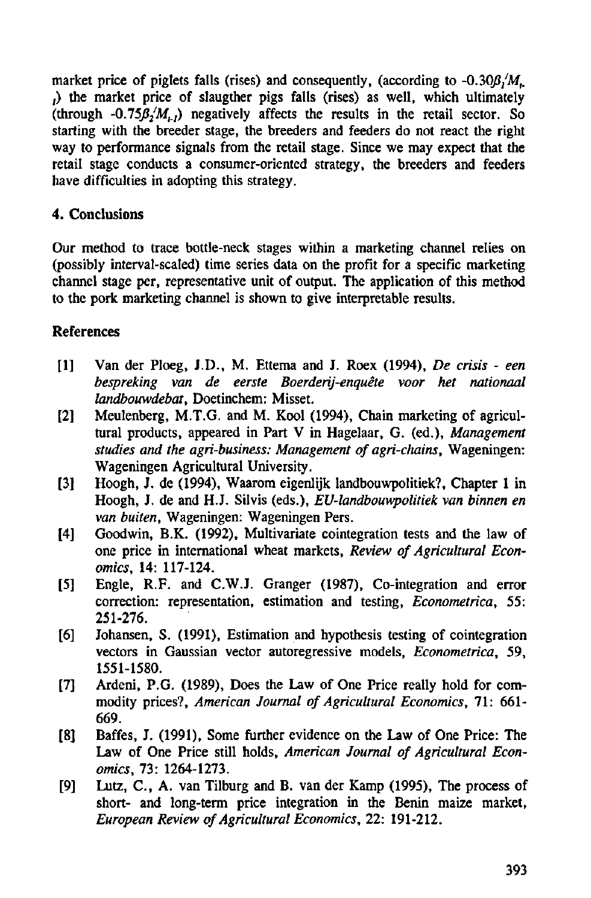market price of piglets falls (rises) and consequently, (according to $-0.30\beta_1'M_{t-1}$) the market price of slaugther pigs falls (rises) as well, which ultimately (through $-0.75\beta_2'M_{t-1}$) negatively affects the results in the retail sector. So starting with the breeder stage, the breeders and feeders do not react the right way to performance signals from the retail stage. Since we may expect that the retail stage conducts a consumer-oriented strategy, the breeders and feeders have difficulties in adopting this strategy.

## 4. Conclusions

Our method to trace bottle-neck stages within a marketing channel relies on (possibly interval-scaled) time series data on the profit for a specific marketing channel stage per, representative unit of output. The application of this method to the pork marketing channel is shown to give interpretable results.

## References

[1] Van der Ploeg, J.D., M. Ettema and J. Roex (1994), *De crisis - een bespreking van de eerste Boerderij-enquête voor het nationaal landbouwdebat*, Doetinchem: Misset.

[2] Meulenberg, M.T.G. and M. Kool (1994), Chain marketing of agricultural products, appeared in Part V in Hagelaar, G. (ed.), *Management studies and the agri-business: Management of agri-chains*, Wageningen: Wageningen Agricultural University.

[3] Hoogh, J. de (1994), Waarom eigenlijk landbouwpolitiek?, Chapter 1 in Hoogh, J. de and H.J. Silvis (eds.), *EU-landbouwpolitiek van binnen en van buiten*, Wageningen: Wageningen Pers.

[4] Goodwin, B.K. (1992), Multivariate cointegration tests and the law of one price in international wheat markets, *Review of Agricultural Economics*, 14: 117-124.

[5] Engle, R.F. and C.W.J. Granger (1987), Co-integration and error correction: representation, estimation and testing, *Econometrica*, 55: 251-276.

[6] Johansen, S. (1991), Estimation and hypothesis testing of cointegration vectors in Gaussian vector autoregressive models, *Econometrica*, 59, 1551-1580.

[7] Ardeni, P.G. (1989), Does the Law of One Price really hold for commodity prices?, *American Journal of Agricultural Economics*, 71: 661-669.

[8] Baffes, J. (1991), Some further evidence on the Law of One Price: The Law of One Price still holds, *American Journal of Agricultural Economics*, 73: 1264-1273.

[9] Lutz, C., A. van Tilburg and B. van der Kamp (1995), The process of short- and long-term price integration in the Benin maize market, *European Review of Agricultural Economics*, 22: 191-212.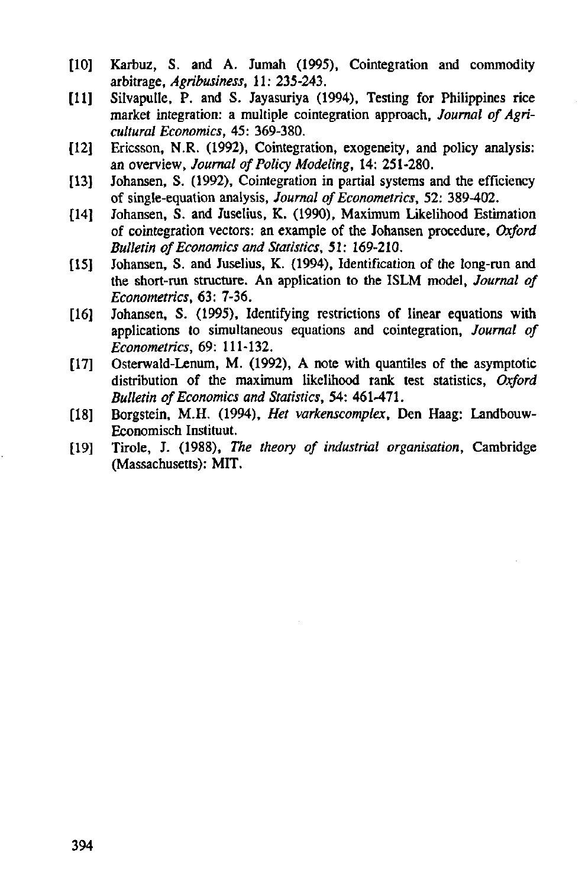[10] Karbuz, S. and A. Jumah (1995), Cointegration and commodity arbitrage, *Agribusiness*, 11: 235-243.

[11] Silvapulle, P. and S. Jayasuriya (1994), Testing for Philippines rice market integration: a multiple cointegration approach, *Journal of Agricultural Economics*, 45: 369-380.

[12] Ericsson, N.R. (1992), Cointegration, exogeneity, and policy analysis: an overview, *Journal of Policy Modeling*, 14: 251-280.

[13] Johansen, S. (1992), Cointegration in partial systems and the efficiency of single-equation analysis, *Journal of Econometrics*, 52: 389-402.

[14] Johansen, S. and Juselius, K. (1990), Maximum Likelihood Estimation of cointegration vectors: an example of the Johansen procedure, *Oxford Bulletin of Economics and Statistics*, 51: 169-210.

[15] Johansen, S. and Juselius, K. (1994), Identification of the long-run and the short-run structure. An application to the ISLM model, *Journal of Econometrics*, 63: 7-36.

[16] Johansen, S. (1995), Identifying restrictions of linear equations with applications to simultaneous equations and cointegration, *Journal of Econometrics*, 69: 111-132.

[17] Osterwald-Lenum, M. (1992), A note with quantiles of the asymptotic distribution of the maximum likelihood rank test statistics, *Oxford Bulletin of Economics and Statistics*, 54: 461-471.

[18] Borgstein, M.H. (1994), *Het varkenscomplex*, Den Haag: Landbouw-Economisch Instituut.

[19] Tirole, J. (1988), *The theory of industrial organisation*, Cambridge (Massachusetts): MIT.